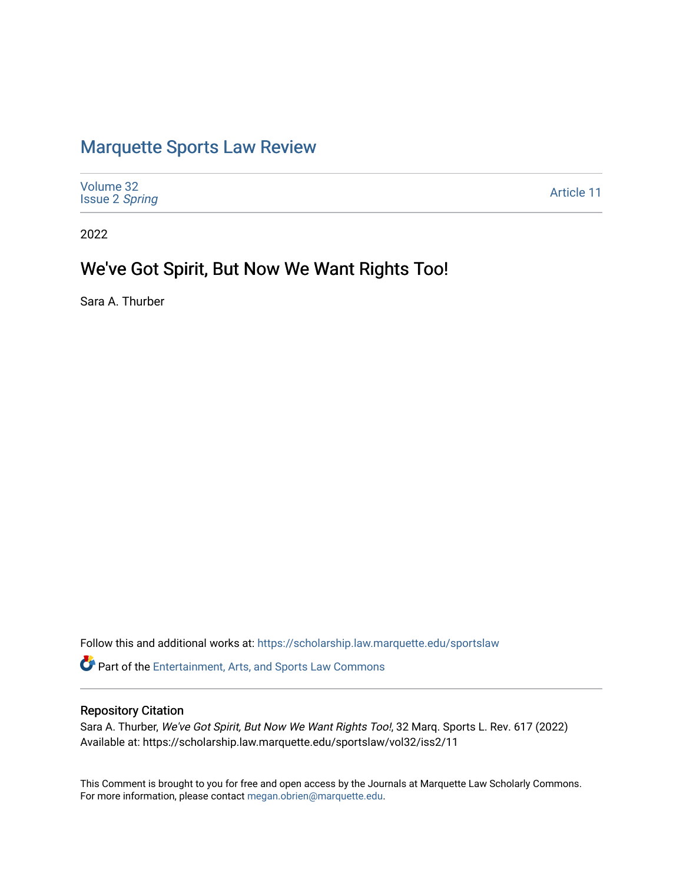# Marquette Sports Law Review

Volume 32
Issue 2 *Spring*

Article 11

2022

## We've Got Spirit, But Now We Want Rights Too!

Sara A. Thurber

Follow this and additional works at: https://scholarship.law.marquette.edu/sportslaw

Part of the Entertainment, Arts, and Sports Law Commons

### Repository Citation

Sara A. Thurber, *We've Got Spirit, But Now We Want Rights Too!*, 32 Marq. Sports L. Rev. 617 (2022)
Available at: https://scholarship.law.marquette.edu/sportslaw/vol32/iss2/11

This Comment is brought to you for free and open access by the Journals at Marquette Law Scholarly Commons. For more information, please contact megan.obrien@marquette.edu.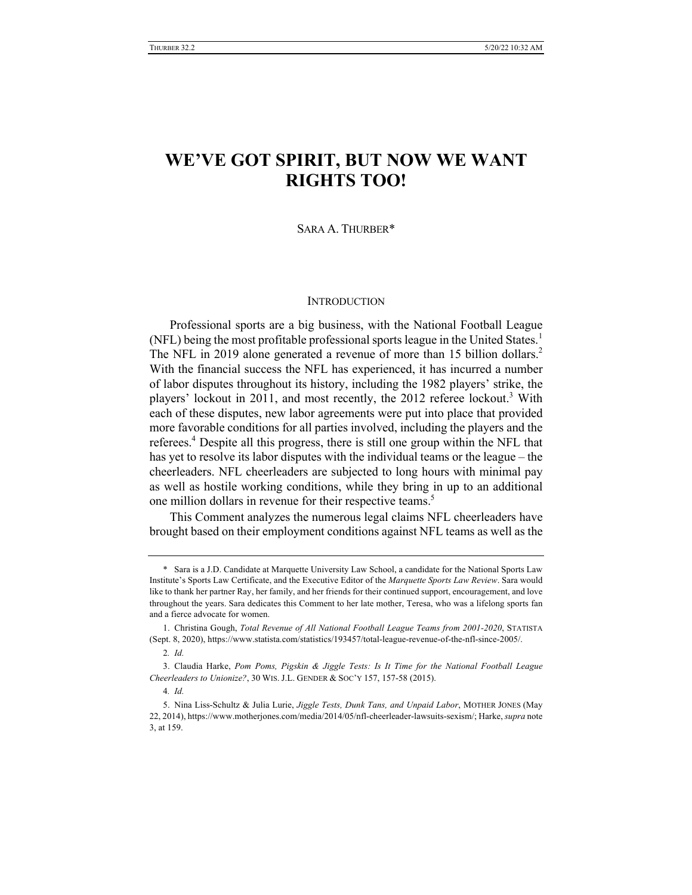# WE'VE GOT SPIRIT, BUT NOW WE WANT RIGHTS TOO!

SARA A. THURBER*

## INTRODUCTION

Professional sports are a big business, with the National Football League (NFL) being the most profitable professional sports league in the United States.[1] The NFL in 2019 alone generated a revenue of more than 15 billion dollars.[2] With the financial success the NFL has experienced, it has incurred a number of labor disputes throughout its history, including the 1982 players' strike, the players' lockout in 2011, and most recently, the 2012 referee lockout.[3] With each of these disputes, new labor agreements were put into place that provided more favorable conditions for all parties involved, including the players and the referees.[4] Despite all this progress, there is still one group within the NFL that has yet to resolve its labor disputes with the individual teams or the league – the cheerleaders. NFL cheerleaders are subjected to long hours with minimal pay as well as hostile working conditions, while they bring in up to an additional one million dollars in revenue for their respective teams.[5]

This Comment analyzes the numerous legal claims NFL cheerleaders have brought based on their employment conditions against NFL teams as well as the

---

\* Sara is a J.D. Candidate at Marquette University Law School, a candidate for the National Sports Law Institute's Sports Law Certificate, and the Executive Editor of the *Marquette Sports Law Review*. Sara would like to thank her partner Ray, her family, and her friends for their continued support, encouragement, and love throughout the years. Sara dedicates this Comment to her late mother, Teresa, who was a lifelong sports fan and a fierce advocate for women.

1. Christina Gough, *Total Revenue of All National Football League Teams from 2001-2020*, STATISTA (Sept. 8, 2020), https://www.statista.com/statistics/193457/total-league-revenue-of-the-nfl-since-2005/.

2. *Id.*

3. Claudia Harke, *Pom Poms, Pigskin & Jiggle Tests: Is It Time for the National Football League Cheerleaders to Unionize?*, 30 WIS. J.L. GENDER & SOC'Y 157, 157-58 (2015).

4. *Id.*

5. Nina Liss-Schultz & Julia Lurie, *Jiggle Tests, Dunk Tans, and Unpaid Labor*, MOTHER JONES (May 22, 2014), https://www.motherjones.com/media/2014/05/nfl-cheerleader-lawsuits-sexism/; Harke, *supra* note 3, at 159.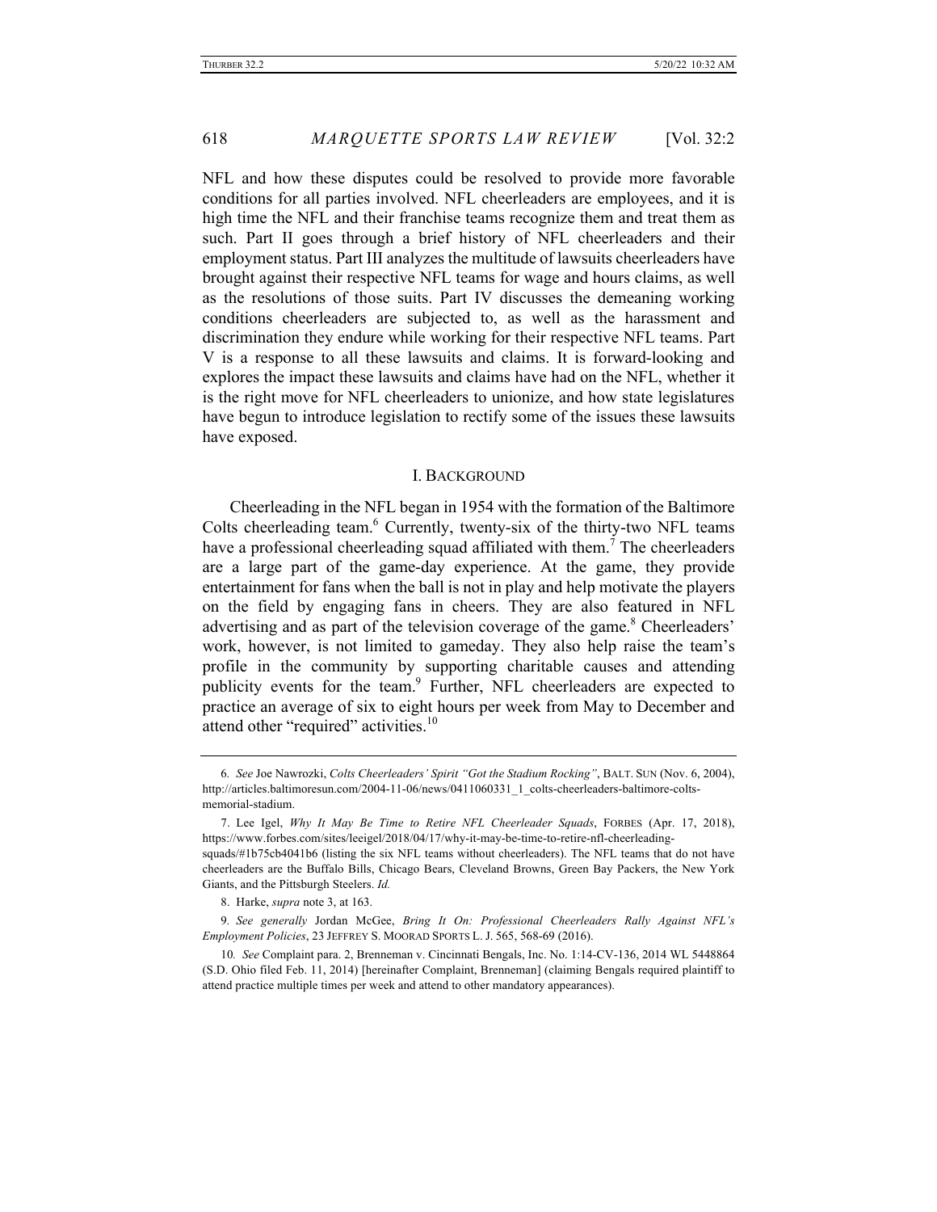NFL and how these disputes could be resolved to provide more favorable conditions for all parties involved. NFL cheerleaders are employees, and it is high time the NFL and their franchise teams recognize them and treat them as such. Part II goes through a brief history of NFL cheerleaders and their employment status. Part III analyzes the multitude of lawsuits cheerleaders have brought against their respective NFL teams for wage and hours claims, as well as the resolutions of those suits. Part IV discusses the demeaning working conditions cheerleaders are subjected to, as well as the harassment and discrimination they endure while working for their respective NFL teams. Part V is a response to all these lawsuits and claims. It is forward-looking and explores the impact these lawsuits and claims have had on the NFL, whether it is the right move for NFL cheerleaders to unionize, and how state legislatures have begun to introduce legislation to rectify some of the issues these lawsuits have exposed.

## I. BACKGROUND

Cheerleading in the NFL began in 1954 with the formation of the Baltimore Colts cheerleading team.[6] Currently, twenty-six of the thirty-two NFL teams have a professional cheerleading squad affiliated with them.[7] The cheerleaders are a large part of the game-day experience. At the game, they provide entertainment for fans when the ball is not in play and help motivate the players on the field by engaging fans in cheers. They are also featured in NFL advertising and as part of the television coverage of the game.[8] Cheerleaders' work, however, is not limited to gameday. They also help raise the team's profile in the community by supporting charitable causes and attending publicity events for the team.[9] Further, NFL cheerleaders are expected to practice an average of six to eight hours per week from May to December and attend other "required" activities.[10]

---

6. *See* Joe Nawrozki, *Colts Cheerleaders' Spirit "Got the Stadium Rocking"*, BALT. SUN (Nov. 6, 2004), http://articles.baltimoresun.com/2004-11-06/news/0411060331_1_colts-cheerleaders-baltimore-colts-memorial-stadium.

7. Lee Igel, *Why It May Be Time to Retire NFL Cheerleader Squads*, FORBES (Apr. 17, 2018), https://www.forbes.com/sites/leeigel/2018/04/17/why-it-may-be-time-to-retire-nfl-cheerleading-squads/#1b75cb4041b6 (listing the six NFL teams without cheerleaders). The NFL teams that do not have cheerleaders are the Buffalo Bills, Chicago Bears, Cleveland Browns, Green Bay Packers, the New York Giants, and the Pittsburgh Steelers. *Id.*

8. Harke, *supra* note 3, at 163.

9. *See generally* Jordan McGee, *Bring It On: Professional Cheerleaders Rally Against NFL's Employment Policies*, 23 JEFFREY S. MOORAD SPORTS L. J. 565, 568-69 (2016).

10. *See* Complaint para. 2, Brenneman v. Cincinnati Bengals, Inc. No. 1:14-CV-136, 2014 WL 5448864 (S.D. Ohio filed Feb. 11, 2014) [hereinafter Complaint, Brenneman] (claiming Bengals required plaintiff to attend practice multiple times per week and attend to other mandatory appearances).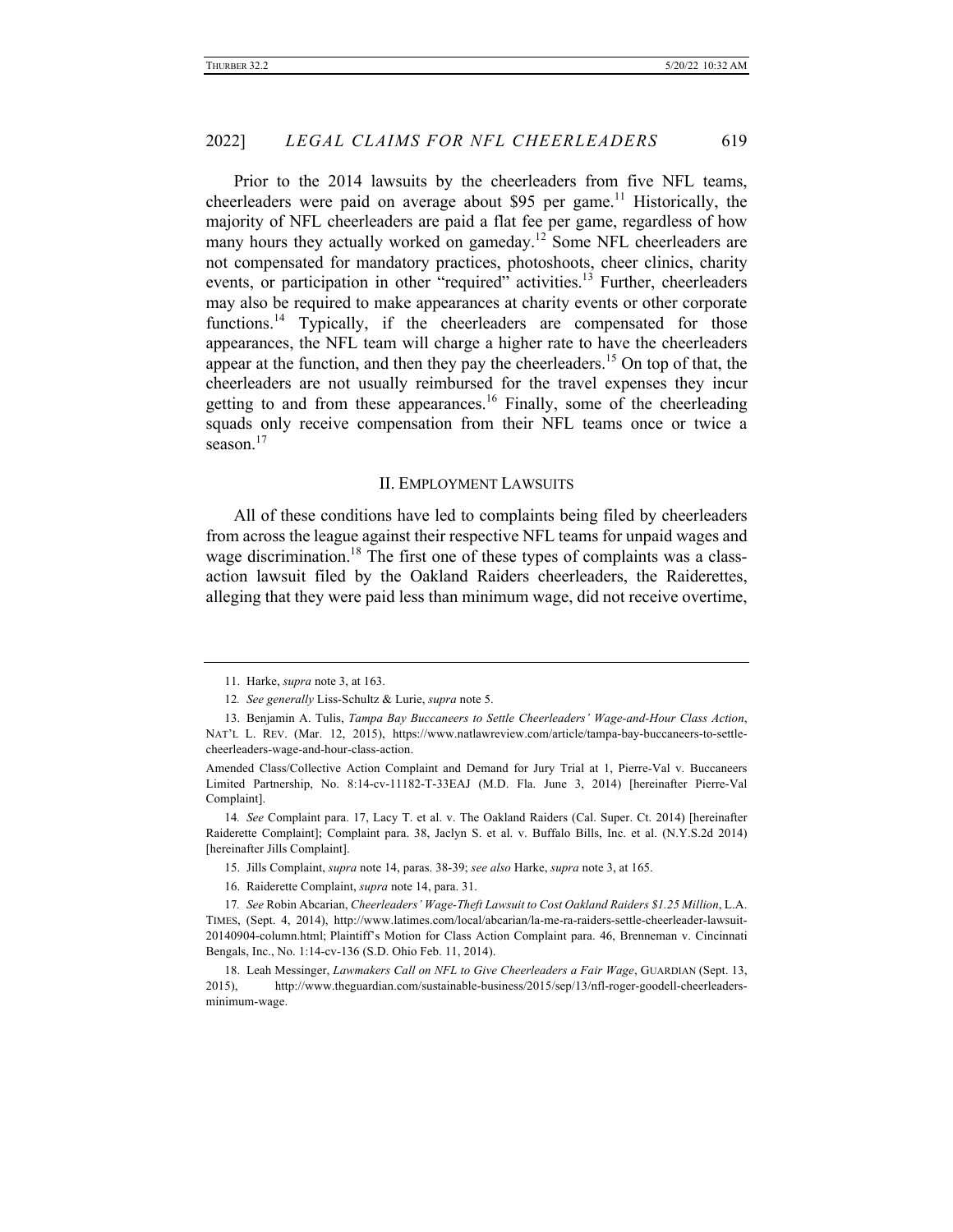Prior to the 2014 lawsuits by the cheerleaders from five NFL teams, cheerleaders were paid on average about $95 per game.[11] Historically, the majority of NFL cheerleaders are paid a flat fee per game, regardless of how many hours they actually worked on gameday.[12] Some NFL cheerleaders are not compensated for mandatory practices, photoshoots, cheer clinics, charity events, or participation in other "required" activities.[13] Further, cheerleaders may also be required to make appearances at charity events or other corporate functions.[14] Typically, if the cheerleaders are compensated for those appearances, the NFL team will charge a higher rate to have the cheerleaders appear at the function, and then they pay the cheerleaders.[15] On top of that, the cheerleaders are not usually reimbursed for the travel expenses they incur getting to and from these appearances.[16] Finally, some of the cheerleading squads only receive compensation from their NFL teams once or twice a season.[17]

## II. EMPLOYMENT LAWSUITS

All of these conditions have led to complaints being filed by cheerleaders from across the league against their respective NFL teams for unpaid wages and wage discrimination.[18] The first one of these types of complaints was a class-action lawsuit filed by the Oakland Raiders cheerleaders, the Raiderettes, alleging that they were paid less than minimum wage, did not receive overtime,

---

11. Harke, *supra* note 3, at 163.

12. *See generally* Liss-Schultz & Lurie, *supra* note 5.

13. Benjamin A. Tulis, *Tampa Bay Buccaneers to Settle Cheerleaders' Wage-and-Hour Class Action*, NAT'L L. REV. (Mar. 12, 2015), https://www.natlawreview.com/article/tampa-bay-buccaneers-to-settle-cheerleaders-wage-and-hour-class-action.

Amended Class/Collective Action Complaint and Demand for Jury Trial at 1, Pierre-Val v. Buccaneers Limited Partnership, No. 8:14-cv-11182-T-33EAJ (M.D. Fla. June 3, 2014) [hereinafter Pierre-Val Complaint].

14. *See* Complaint para. 17, Lacy T. et al. v. The Oakland Raiders (Cal. Super. Ct. 2014) [hereinafter Raiderette Complaint]; Complaint para. 38, Jaclyn S. et al. v. Buffalo Bills, Inc. et al. (N.Y.S.2d 2014) [hereinafter Jills Complaint].

15. Jills Complaint, *supra* note 14, paras. 38-39; *see also* Harke, *supra* note 3, at 165.

16. Raiderette Complaint, *supra* note 14, para. 31.

17. *See* Robin Abcarian, *Cheerleaders' Wage-Theft Lawsuit to Cost Oakland Raiders $1.25 Million*, L.A. TIMES, (Sept. 4, 2014), http://www.latimes.com/local/abcarian/la-me-ra-raiders-settle-cheerleader-lawsuit-20140904-column.html; Plaintiff's Motion for Class Action Complaint para. 46, Brenneman v. Cincinnati Bengals, Inc., No. 1:14-cv-136 (S.D. Ohio Feb. 11, 2014).

18. Leah Messinger, *Lawmakers Call on NFL to Give Cheerleaders a Fair Wage*, GUARDIAN (Sept. 13, 2015), http://www.theguardian.com/sustainable-business/2015/sep/13/nfl-roger-goodell-cheerleaders-minimum-wage.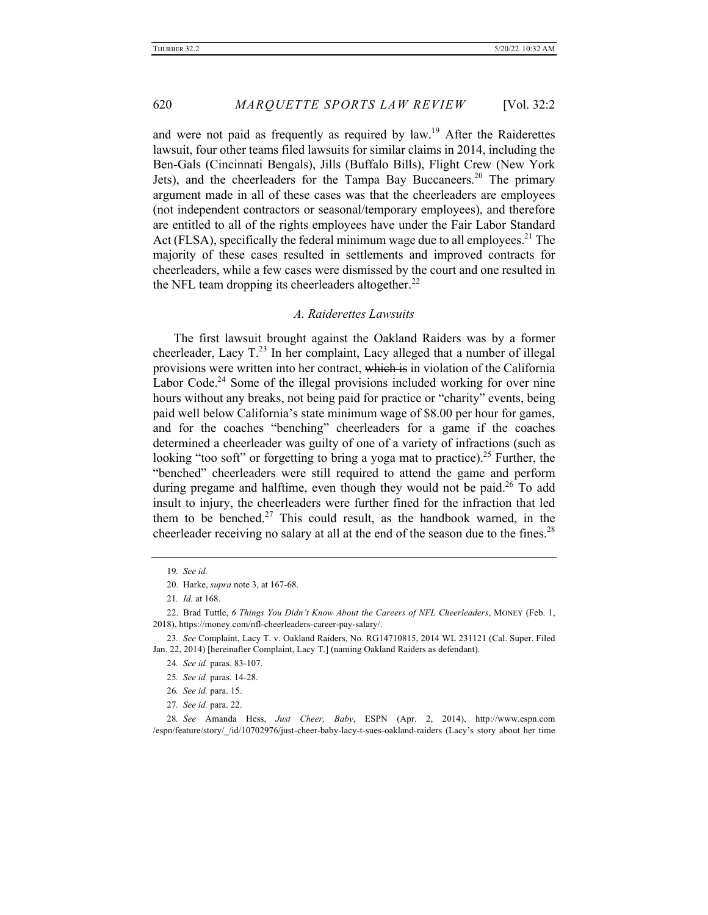and were not paid as frequently as required by law.[19] After the Raiderettes lawsuit, four other teams filed lawsuits for similar claims in 2014, including the Ben-Gals (Cincinnati Bengals), Jills (Buffalo Bills), Flight Crew (New York Jets), and the cheerleaders for the Tampa Bay Buccaneers.[20] The primary argument made in all of these cases was that the cheerleaders are employees (not independent contractors or seasonal/temporary employees), and therefore are entitled to all of the rights employees have under the Fair Labor Standard Act (FLSA), specifically the federal minimum wage due to all employees.[21] The majority of these cases resulted in settlements and improved contracts for cheerleaders, while a few cases were dismissed by the court and one resulted in the NFL team dropping its cheerleaders altogether.[22]

### *A. Raiderettes Lawsuits*

The first lawsuit brought against the Oakland Raiders was by a former cheerleader, Lacy T.[23] In her complaint, Lacy alleged that a number of illegal provisions were written into her contract, ~~which is~~ in violation of the California Labor Code.[24] Some of the illegal provisions included working for over nine hours without any breaks, not being paid for practice or "charity" events, being paid well below California's state minimum wage of $8.00 per hour for games, and for the coaches "benching" cheerleaders for a game if the coaches determined a cheerleader was guilty of one of a variety of infractions (such as looking "too soft" or forgetting to bring a yoga mat to practice).[25] Further, the "benched" cheerleaders were still required to attend the game and perform during pregame and halftime, even though they would not be paid.[26] To add insult to injury, the cheerleaders were further fined for the infraction that led them to be benched.[27] This could result, as the handbook warned, in the cheerleader receiving no salary at all at the end of the season due to the fines.[28]

---

19. *See id.*

20. Harke, *supra* note 3, at 167-68.

21. *Id.* at 168.

22. Brad Tuttle, *6 Things You Didn't Know About the Careers of NFL Cheerleaders*, MONEY (Feb. 1, 2018), https://money.com/nfl-cheerleaders-career-pay-salary/.

23. *See* Complaint, Lacy T. v. Oakland Raiders, No. RG14710815, 2014 WL 231121 (Cal. Super. Filed Jan. 22, 2014) [hereinafter Complaint, Lacy T.] (naming Oakland Raiders as defendant).

24. *See id.* paras. 83-107.

25. *See id.* paras. 14-28.

26. *See id.* para. 15.

27. *See id.* para. 22.

28. *See* Amanda Hess, *Just Cheer, Baby*, ESPN (Apr. 2, 2014), http://www.espn.com/espn/feature/story/_/id/10702976/just-cheer-baby-lacy-t-sues-oakland-raiders (Lacy's story about her time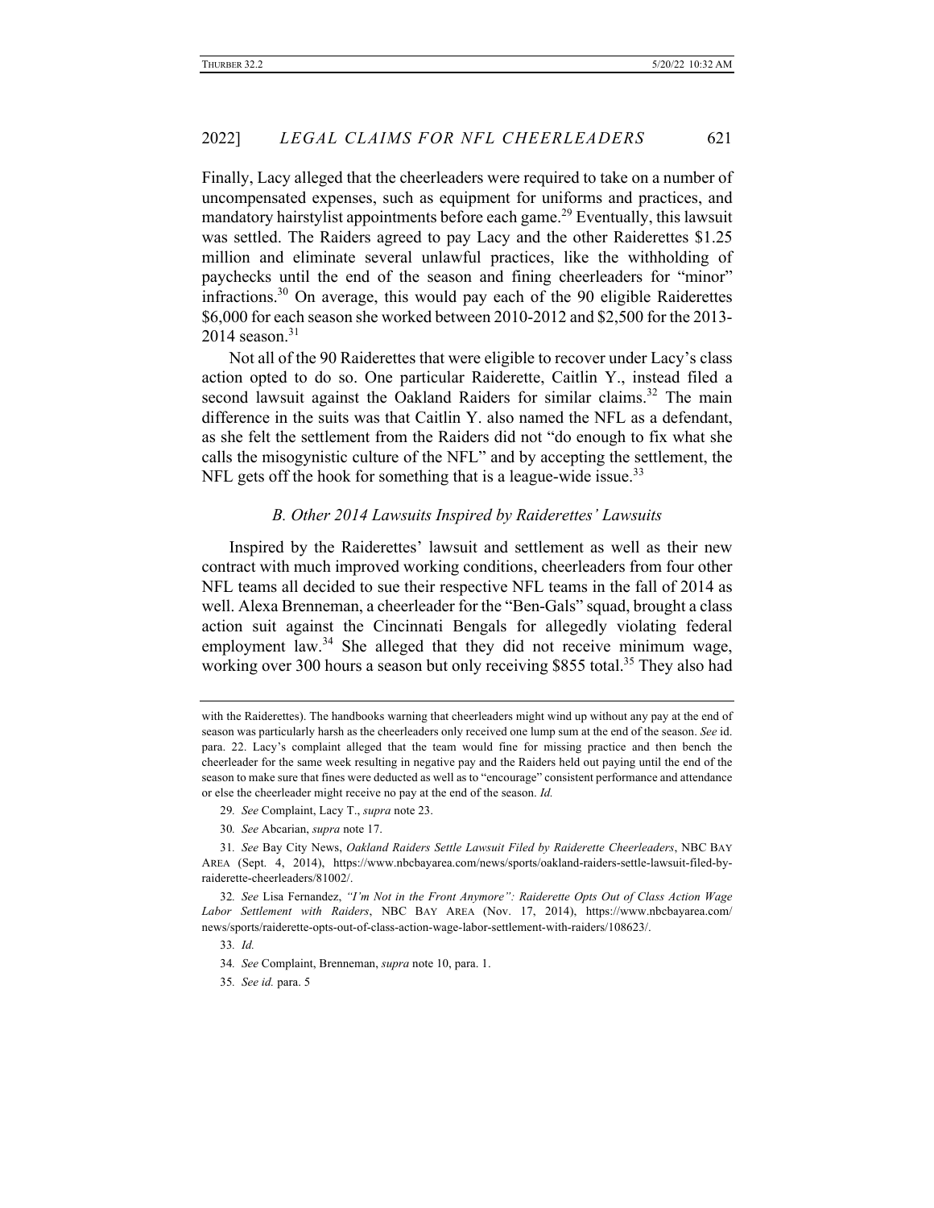Finally, Lacy alleged that the cheerleaders were required to take on a number of uncompensated expenses, such as equipment for uniforms and practices, and mandatory hairstylist appointments before each game.[29] Eventually, this lawsuit was settled. The Raiders agreed to pay Lacy and the other Raiderettes $1.25 million and eliminate several unlawful practices, like the withholding of paychecks until the end of the season and fining cheerleaders for "minor" infractions.[30] On average, this would pay each of the 90 eligible Raiderettes $6,000 for each season she worked between 2010-2012 and $2,500 for the 2013-2014 season.[31]

Not all of the 90 Raiderettes that were eligible to recover under Lacy's class action opted to do so. One particular Raiderette, Caitlin Y., instead filed a second lawsuit against the Oakland Raiders for similar claims.[32] The main difference in the suits was that Caitlin Y. also named the NFL as a defendant, as she felt the settlement from the Raiders did not "do enough to fix what she calls the misogynistic culture of the NFL" and by accepting the settlement, the NFL gets off the hook for something that is a league-wide issue.[33]

### *B. Other 2014 Lawsuits Inspired by Raiderettes' Lawsuits*

Inspired by the Raiderettes' lawsuit and settlement as well as their new contract with much improved working conditions, cheerleaders from four other NFL teams all decided to sue their respective NFL teams in the fall of 2014 as well. Alexa Brenneman, a cheerleader for the "Ben-Gals" squad, brought a class action suit against the Cincinnati Bengals for allegedly violating federal employment law.[34] She alleged that they did not receive minimum wage, working over 300 hours a season but only receiving $855 total.[35] They also had

---

with the Raiderettes). The handbooks warning that cheerleaders might wind up without any pay at the end of season was particularly harsh as the cheerleaders only received one lump sum at the end of the season. *See* id. para. 22. Lacy's complaint alleged that the team would fine for missing practice and then bench the cheerleader for the same week resulting in negative pay and the Raiders held out paying until the end of the season to make sure that fines were deducted as well as to "encourage" consistent performance and attendance or else the cheerleader might receive no pay at the end of the season. *Id.*

29. *See* Complaint, Lacy T., *supra* note 23.

30. *See* Abcarian, *supra* note 17.

31. *See* Bay City News, *Oakland Raiders Settle Lawsuit Filed by Raiderette Cheerleaders*, NBC BAY AREA (Sept. 4, 2014), https://www.nbcbayarea.com/news/sports/oakland-raiders-settle-lawsuit-filed-by-raiderette-cheerleaders/81002/.

32. *See* Lisa Fernandez, *"I'm Not in the Front Anymore": Raiderette Opts Out of Class Action Wage Labor Settlement with Raiders*, NBC BAY AREA (Nov. 17, 2014), https://www.nbcbayarea.com/news/sports/raiderette-opts-out-of-class-action-wage-labor-settlement-with-raiders/108623/.

33. *Id.*

34. *See* Complaint, Brenneman, *supra* note 10, para. 1.

35. *See id.* para. 5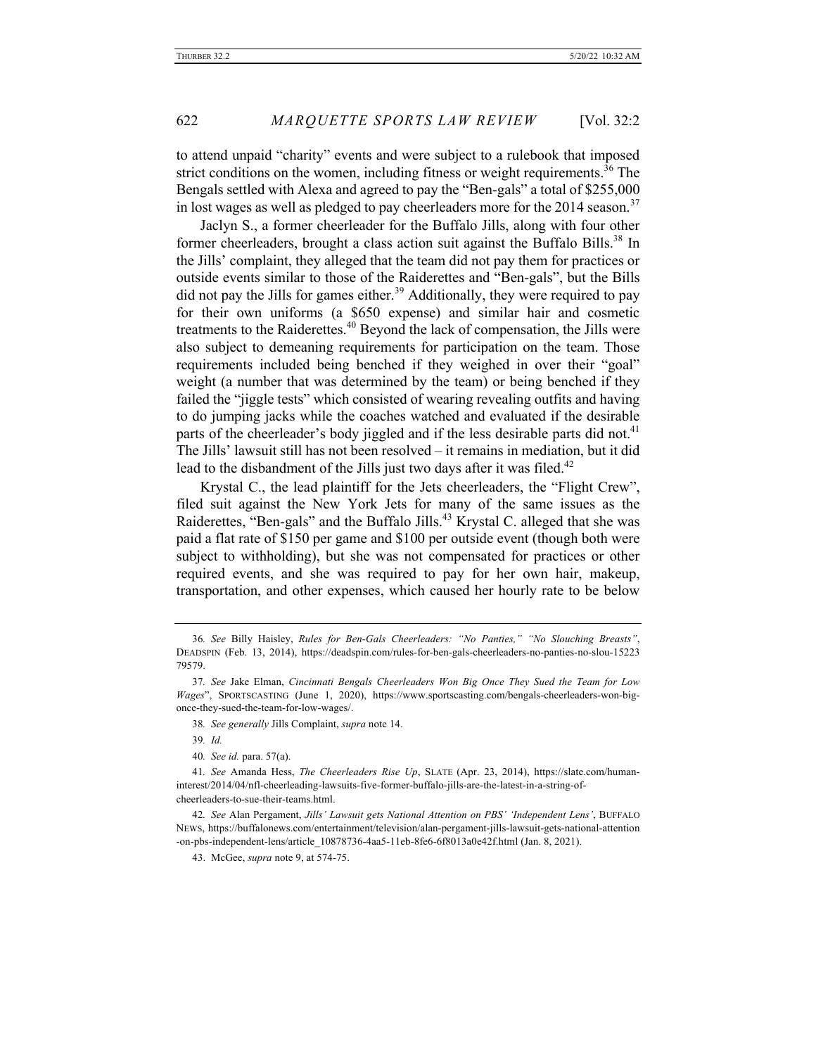to attend unpaid "charity" events and were subject to a rulebook that imposed strict conditions on the women, including fitness or weight requirements.[36] The Bengals settled with Alexa and agreed to pay the "Ben-gals" a total of $255,000 in lost wages as well as pledged to pay cheerleaders more for the 2014 season.[37]

Jaclyn S., a former cheerleader for the Buffalo Jills, along with four other former cheerleaders, brought a class action suit against the Buffalo Bills.[38] In the Jills' complaint, they alleged that the team did not pay them for practices or outside events similar to those of the Raiderettes and "Ben-gals", but the Bills did not pay the Jills for games either.[39] Additionally, they were required to pay for their own uniforms (a $650 expense) and similar hair and cosmetic treatments to the Raiderettes.[40] Beyond the lack of compensation, the Jills were also subject to demeaning requirements for participation on the team. Those requirements included being benched if they weighed in over their "goal" weight (a number that was determined by the team) or being benched if they failed the "jiggle tests" which consisted of wearing revealing outfits and having to do jumping jacks while the coaches watched and evaluated if the desirable parts of the cheerleader's body jiggled and if the less desirable parts did not.[41] The Jills' lawsuit still has not been resolved – it remains in mediation, but it did lead to the disbandment of the Jills just two days after it was filed.[42]

Krystal C., the lead plaintiff for the Jets cheerleaders, the "Flight Crew", filed suit against the New York Jets for many of the same issues as the Raiderettes, "Ben-gals" and the Buffalo Jills.[43] Krystal C. alleged that she was paid a flat rate of $150 per game and $100 per outside event (though both were subject to withholding), but she was not compensated for practices or other required events, and she was required to pay for her own hair, makeup, transportation, and other expenses, which caused her hourly rate to be below

---

36. *See* Billy Haisley, *Rules for Ben-Gals Cheerleaders: "No Panties," "No Slouching Breasts"*, DEADSPIN (Feb. 13, 2014), https://deadspin.com/rules-for-ben-gals-cheerleaders-no-panties-no-slou-1522379579.

37. *See* Jake Elman, *Cincinnati Bengals Cheerleaders Won Big Once They Sued the Team for Low Wages*", SPORTSCASTING (June 1, 2020), https://www.sportscasting.com/bengals-cheerleaders-won-big-once-they-sued-the-team-for-low-wages/.

38. *See generally* Jills Complaint, *supra* note 14.

39. *Id.*

40. *See id.* para. 57(a).

41. *See* Amanda Hess, *The Cheerleaders Rise Up*, SLATE (Apr. 23, 2014), https://slate.com/human-interest/2014/04/nfl-cheerleading-lawsuits-five-former-buffalo-jills-are-the-latest-in-a-string-of-cheerleaders-to-sue-their-teams.html.

42. *See* Alan Pergament, *Jills' Lawsuit gets National Attention on PBS' 'Independent Lens'*, BUFFALO NEWS, https://buffalonews.com/entertainment/television/alan-pergament-jills-lawsuit-gets-national-attention-on-pbs-independent-lens/article_10878736-4aa5-11eb-8fe6-6f8013a0e42f.html (Jan. 8, 2021).

43. McGee, *supra* note 9, at 574-75.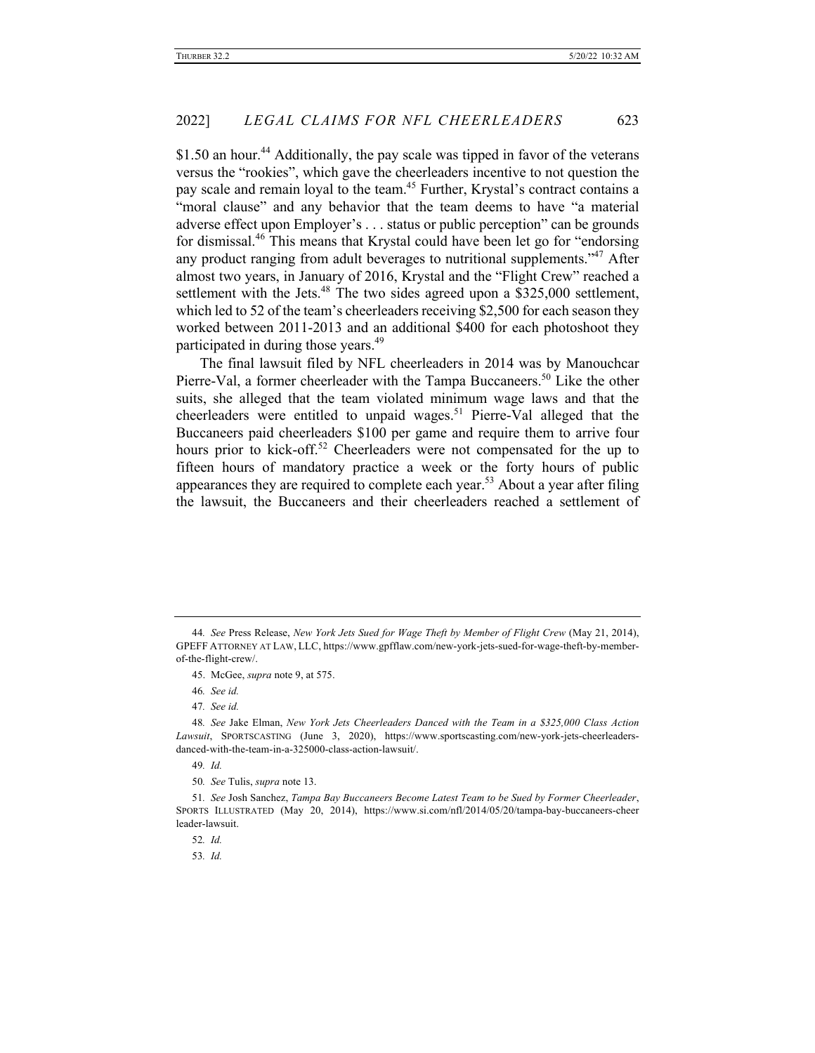$1.50 an hour.[44] Additionally, the pay scale was tipped in favor of the veterans versus the "rookies", which gave the cheerleaders incentive to not question the pay scale and remain loyal to the team.[45] Further, Krystal's contract contains a "moral clause" and any behavior that the team deems to have "a material adverse effect upon Employer's . . . status or public perception" can be grounds for dismissal.[46] This means that Krystal could have been let go for "endorsing any product ranging from adult beverages to nutritional supplements."[47] After almost two years, in January of 2016, Krystal and the "Flight Crew" reached a settlement with the Jets.[48] The two sides agreed upon a $325,000 settlement, which led to 52 of the team's cheerleaders receiving $2,500 for each season they worked between 2011-2013 and an additional $400 for each photoshoot they participated in during those years.[49]

The final lawsuit filed by NFL cheerleaders in 2014 was by Manouchcar Pierre-Val, a former cheerleader with the Tampa Buccaneers.[50] Like the other suits, she alleged that the team violated minimum wage laws and that the cheerleaders were entitled to unpaid wages.[51] Pierre-Val alleged that the Buccaneers paid cheerleaders $100 per game and require them to arrive four hours prior to kick-off.[52] Cheerleaders were not compensated for the up to fifteen hours of mandatory practice a week or the forty hours of public appearances they are required to complete each year.[53] About a year after filing the lawsuit, the Buccaneers and their cheerleaders reached a settlement of

---

44. *See* Press Release, *New York Jets Sued for Wage Theft by Member of Flight Crew* (May 21, 2014), GPEFF ATTORNEY AT LAW, LLC, https://www.gpfflaw.com/new-york-jets-sued-for-wage-theft-by-member-of-the-flight-crew/.

45. McGee, *supra* note 9, at 575.

46. *See id.*

47. *See id.*

48. *See* Jake Elman, *New York Jets Cheerleaders Danced with the Team in a $325,000 Class Action Lawsuit*, SPORTSCASTING (June 3, 2020), https://www.sportscasting.com/new-york-jets-cheerleaders-danced-with-the-team-in-a-325000-class-action-lawsuit/.

49. *Id.*

50. *See* Tulis, *supra* note 13.

51. *See* Josh Sanchez, *Tampa Bay Buccaneers Become Latest Team to be Sued by Former Cheerleader*, SPORTS ILLUSTRATED (May 20, 2014), https://www.si.com/nfl/2014/05/20/tampa-bay-buccaneers-cheerleader-lawsuit.

52. *Id.*

53. *Id.*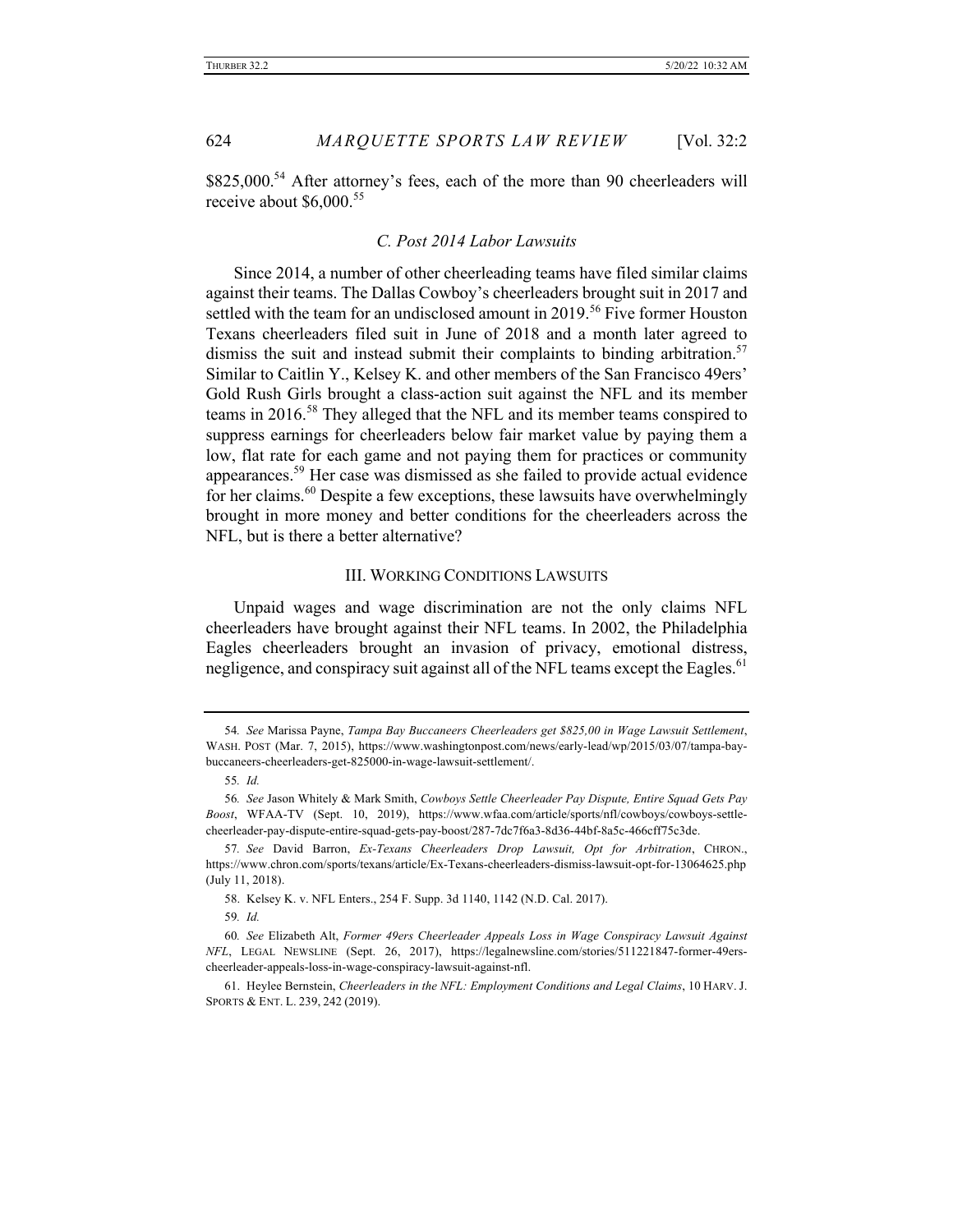$825,000.[54] After attorney's fees, each of the more than 90 cheerleaders will receive about $6,000.[55]

### *C. Post 2014 Labor Lawsuits*

Since 2014, a number of other cheerleading teams have filed similar claims against their teams. The Dallas Cowboy's cheerleaders brought suit in 2017 and settled with the team for an undisclosed amount in 2019.[56] Five former Houston Texans cheerleaders filed suit in June of 2018 and a month later agreed to dismiss the suit and instead submit their complaints to binding arbitration.[57] Similar to Caitlin Y., Kelsey K. and other members of the San Francisco 49ers' Gold Rush Girls brought a class-action suit against the NFL and its member teams in 2016.[58] They alleged that the NFL and its member teams conspired to suppress earnings for cheerleaders below fair market value by paying them a low, flat rate for each game and not paying them for practices or community appearances.[59] Her case was dismissed as she failed to provide actual evidence for her claims.[60] Despite a few exceptions, these lawsuits have overwhelmingly brought in more money and better conditions for the cheerleaders across the NFL, but is there a better alternative?

## III. WORKING CONDITIONS LAWSUITS

Unpaid wages and wage discrimination are not the only claims NFL cheerleaders have brought against their NFL teams. In 2002, the Philadelphia Eagles cheerleaders brought an invasion of privacy, emotional distress, negligence, and conspiracy suit against all of the NFL teams except the Eagles.[61]

---

54. *See* Marissa Payne, *Tampa Bay Buccaneers Cheerleaders get $825,00 in Wage Lawsuit Settlement*, WASH. POST (Mar. 7, 2015), https://www.washingtonpost.com/news/early-lead/wp/2015/03/07/tampa-bay-buccaneers-cheerleaders-get-825000-in-wage-lawsuit-settlement/.

55. *Id.*

56. *See* Jason Whitely & Mark Smith, *Cowboys Settle Cheerleader Pay Dispute, Entire Squad Gets Pay Boost*, WFAA-TV (Sept. 10, 2019), https://www.wfaa.com/article/sports/nfl/cowboys/cowboys-settle-cheerleader-pay-dispute-entire-squad-gets-pay-boost/287-7dc7f6a3-8d36-44bf-8a5c-466cff75c3de.

57. *See* David Barron, *Ex-Texans Cheerleaders Drop Lawsuit, Opt for Arbitration*, CHRON., https://www.chron.com/sports/texans/article/Ex-Texans-cheerleaders-dismiss-lawsuit-opt-for-13064625.php (July 11, 2018).

58. Kelsey K. v. NFL Enters., 254 F. Supp. 3d 1140, 1142 (N.D. Cal. 2017).

59. *Id.*

60. *See* Elizabeth Alt, *Former 49ers Cheerleader Appeals Loss in Wage Conspiracy Lawsuit Against NFL*, LEGAL NEWSLINE (Sept. 26, 2017), https://legalnewsline.com/stories/511221847-former-49ers-cheerleader-appeals-loss-in-wage-conspiracy-lawsuit-against-nfl.

61. Heylee Bernstein, *Cheerleaders in the NFL: Employment Conditions and Legal Claims*, 10 HARV. J. SPORTS & ENT. L. 239, 242 (2019).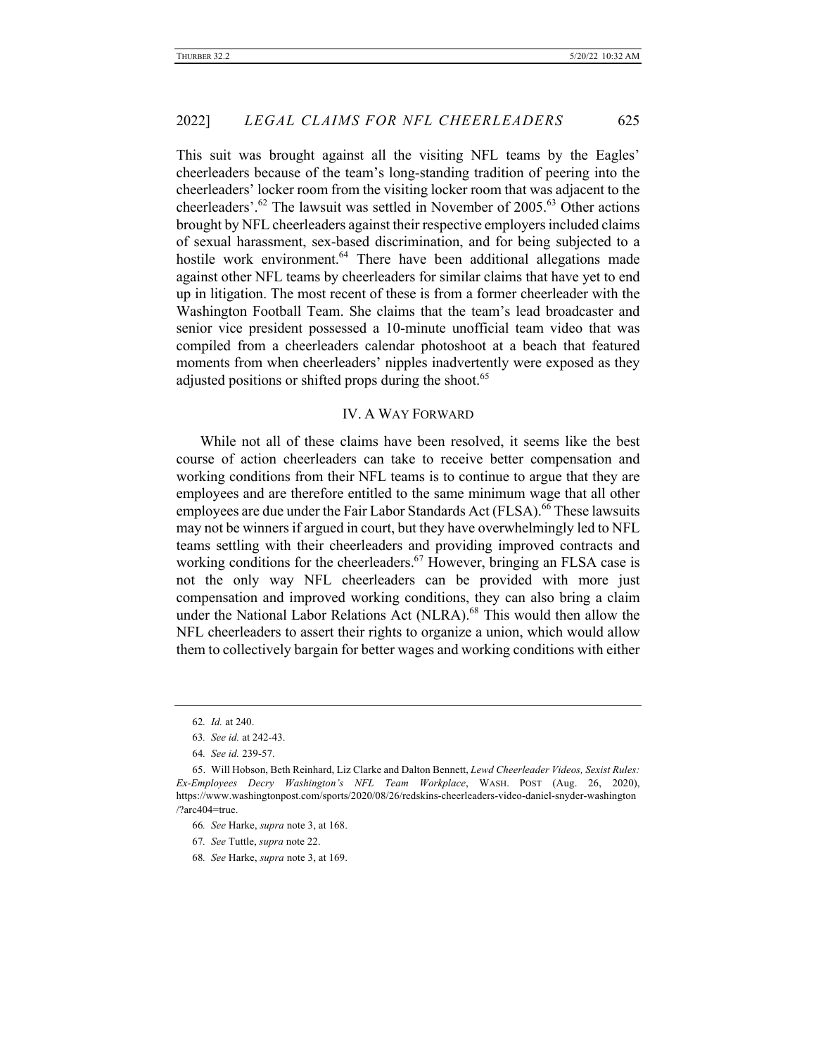This suit was brought against all the visiting NFL teams by the Eagles' cheerleaders because of the team's long-standing tradition of peering into the cheerleaders' locker room from the visiting locker room that was adjacent to the cheerleaders'.[62] The lawsuit was settled in November of 2005.[63] Other actions brought by NFL cheerleaders against their respective employers included claims of sexual harassment, sex-based discrimination, and for being subjected to a hostile work environment.[64] There have been additional allegations made against other NFL teams by cheerleaders for similar claims that have yet to end up in litigation. The most recent of these is from a former cheerleader with the Washington Football Team. She claims that the team's lead broadcaster and senior vice president possessed a 10-minute unofficial team video that was compiled from a cheerleaders calendar photoshoot at a beach that featured moments from when cheerleaders' nipples inadvertently were exposed as they adjusted positions or shifted props during the shoot.[65]

## IV. A Way Forward

While not all of these claims have been resolved, it seems like the best course of action cheerleaders can take to receive better compensation and working conditions from their NFL teams is to continue to argue that they are employees and are therefore entitled to the same minimum wage that all other employees are due under the Fair Labor Standards Act (FLSA).[66] These lawsuits may not be winners if argued in court, but they have overwhelmingly led to NFL teams settling with their cheerleaders and providing improved contracts and working conditions for the cheerleaders.[67] However, bringing an FLSA case is not the only way NFL cheerleaders can be provided with more just compensation and improved working conditions, they can also bring a claim under the National Labor Relations Act (NLRA).[68] This would then allow the NFL cheerleaders to assert their rights to organize a union, which would allow them to collectively bargain for better wages and working conditions with either

---

62. *Id.* at 240.

63. *See id.* at 242-43.

64. *See id.* 239-57.

65. Will Hobson, Beth Reinhard, Liz Clarke and Dalton Bennett, *Lewd Cheerleader Videos, Sexist Rules: Ex-Employees Decry Washington's NFL Team Workplace*, WASH. POST (Aug. 26, 2020), https://www.washingtonpost.com/sports/2020/08/26/redskins-cheerleaders-video-daniel-snyder-washington/?arc404=true.

66. *See* Harke, *supra* note 3, at 168.

67. *See* Tuttle, *supra* note 22.

68. *See* Harke, *supra* note 3, at 169.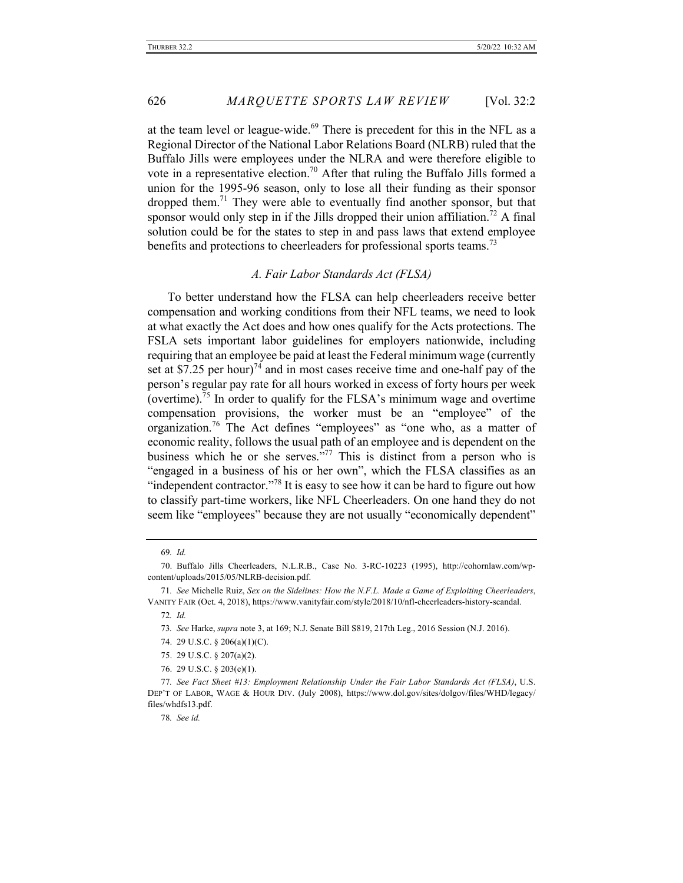at the team level or league-wide.[69] There is precedent for this in the NFL as a Regional Director of the National Labor Relations Board (NLRB) ruled that the Buffalo Jills were employees under the NLRA and were therefore eligible to vote in a representative election.[70] After that ruling the Buffalo Jills formed a union for the 1995-96 season, only to lose all their funding as their sponsor dropped them.[71] They were able to eventually find another sponsor, but that sponsor would only step in if the Jills dropped their union affiliation.[72] A final solution could be for the states to step in and pass laws that extend employee benefits and protections to cheerleaders for professional sports teams.[73]

### *A. Fair Labor Standards Act (FLSA)*

To better understand how the FLSA can help cheerleaders receive better compensation and working conditions from their NFL teams, we need to look at what exactly the Act does and how ones qualify for the Acts protections. The FSLA sets important labor guidelines for employers nationwide, including requiring that an employee be paid at least the Federal minimum wage (currently set at $7.25 per hour)[74] and in most cases receive time and one-half pay of the person's regular pay rate for all hours worked in excess of forty hours per week (overtime).[75] In order to qualify for the FLSA's minimum wage and overtime compensation provisions, the worker must be an "employee" of the organization.[76] The Act defines "employees" as "one who, as a matter of economic reality, follows the usual path of an employee and is dependent on the business which he or she serves."[77] This is distinct from a person who is "engaged in a business of his or her own", which the FLSA classifies as an "independent contractor."[78] It is easy to see how it can be hard to figure out how to classify part-time workers, like NFL Cheerleaders. On one hand they do not seem like "employees" because they are not usually "economically dependent"

---

69. *Id.*

70. Buffalo Jills Cheerleaders, N.L.R.B., Case No. 3-RC-10223 (1995), http://cohornlaw.com/wp-content/uploads/2015/05/NLRB-decision.pdf.

71. *See* Michelle Ruiz, *Sex on the Sidelines: How the N.F.L. Made a Game of Exploiting Cheerleaders*, VANITY FAIR (Oct. 4, 2018), https://www.vanityfair.com/style/2018/10/nfl-cheerleaders-history-scandal.

72. *Id.*

73. *See* Harke, *supra* note 3, at 169; N.J. Senate Bill S819, 217th Leg., 2016 Session (N.J. 2016).

74. 29 U.S.C. § 206(a)(1)(C).

75. 29 U.S.C. § 207(a)(2).

76. 29 U.S.C. § 203(e)(1).

77. *See Fact Sheet #13: Employment Relationship Under the Fair Labor Standards Act (FLSA)*, U.S. DEP'T OF LABOR, WAGE & HOUR DIV. (July 2008), https://www.dol.gov/sites/dolgov/files/WHD/legacy/files/whdfs13.pdf.

78. *See id.*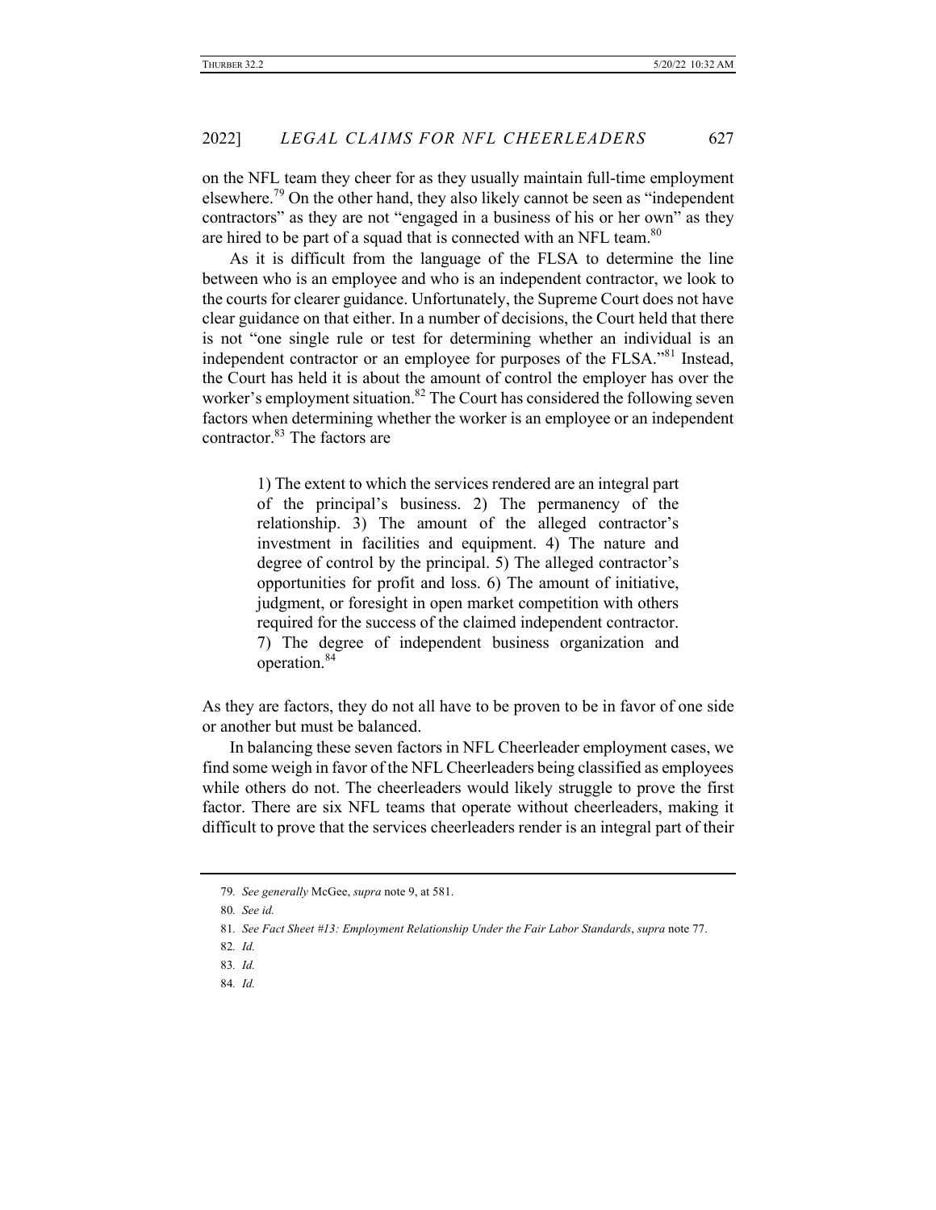on the NFL team they cheer for as they usually maintain full-time employment elsewhere.[79] On the other hand, they also likely cannot be seen as "independent contractors" as they are not "engaged in a business of his or her own" as they are hired to be part of a squad that is connected with an NFL team.[80]

As it is difficult from the language of the FLSA to determine the line between who is an employee and who is an independent contractor, we look to the courts for clearer guidance. Unfortunately, the Supreme Court does not have clear guidance on that either. In a number of decisions, the Court held that there is not "one single rule or test for determining whether an individual is an independent contractor or an employee for purposes of the FLSA."[81] Instead, the Court has held it is about the amount of control the employer has over the worker's employment situation.[82] The Court has considered the following seven factors when determining whether the worker is an employee or an independent contractor.[83] The factors are

> 1) The extent to which the services rendered are an integral part of the principal's business. 2) The permanency of the relationship. 3) The amount of the alleged contractor's investment in facilities and equipment. 4) The nature and degree of control by the principal. 5) The alleged contractor's opportunities for profit and loss. 6) The amount of initiative, judgment, or foresight in open market competition with others required for the success of the claimed independent contractor. 7) The degree of independent business organization and operation.[84]

As they are factors, they do not all have to be proven to be in favor of one side or another but must be balanced.

In balancing these seven factors in NFL Cheerleader employment cases, we find some weigh in favor of the NFL Cheerleaders being classified as employees while others do not. The cheerleaders would likely struggle to prove the first factor. There are six NFL teams that operate without cheerleaders, making it difficult to prove that the services cheerleaders render is an integral part of their

---

79. *See generally* McGee, *supra* note 9, at 581.

80. *See id.*

81. *See Fact Sheet #13: Employment Relationship Under the Fair Labor Standards*, *supra* note 77.

82. *Id.*

83. *Id.*

84. *Id.*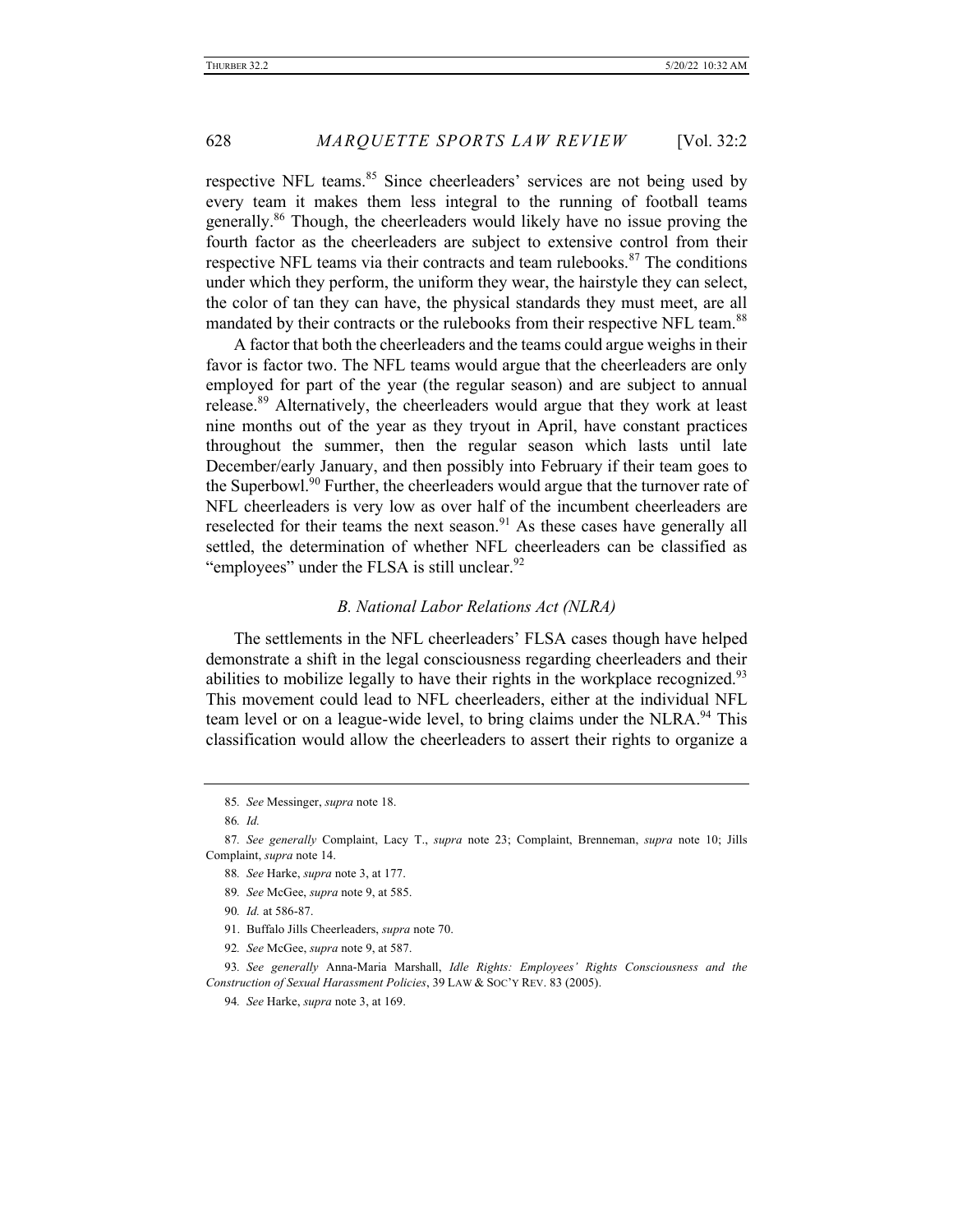respective NFL teams.[85] Since cheerleaders' services are not being used by every team it makes them less integral to the running of football teams generally.[86] Though, the cheerleaders would likely have no issue proving the fourth factor as the cheerleaders are subject to extensive control from their respective NFL teams via their contracts and team rulebooks.[87] The conditions under which they perform, the uniform they wear, the hairstyle they can select, the color of tan they can have, the physical standards they must meet, are all mandated by their contracts or the rulebooks from their respective NFL team.[88]

A factor that both the cheerleaders and the teams could argue weighs in their favor is factor two. The NFL teams would argue that the cheerleaders are only employed for part of the year (the regular season) and are subject to annual release.[89] Alternatively, the cheerleaders would argue that they work at least nine months out of the year as they tryout in April, have constant practices throughout the summer, then the regular season which lasts until late December/early January, and then possibly into February if their team goes to the Superbowl.[90] Further, the cheerleaders would argue that the turnover rate of NFL cheerleaders is very low as over half of the incumbent cheerleaders are reselected for their teams the next season.[91] As these cases have generally all settled, the determination of whether NFL cheerleaders can be classified as "employees" under the FLSA is still unclear.[92]

### *B. National Labor Relations Act (NLRA)*

The settlements in the NFL cheerleaders' FLSA cases though have helped demonstrate a shift in the legal consciousness regarding cheerleaders and their abilities to mobilize legally to have their rights in the workplace recognized.[93] This movement could lead to NFL cheerleaders, either at the individual NFL team level or on a league-wide level, to bring claims under the NLRA.[94] This classification would allow the cheerleaders to assert their rights to organize a

---

85. *See* Messinger, *supra* note 18.

86. *Id.*

87. *See generally* Complaint, Lacy T., *supra* note 23; Complaint, Brenneman, *supra* note 10; Jills Complaint, *supra* note 14.

88. *See* Harke, *supra* note 3, at 177.

89. *See* McGee, *supra* note 9, at 585.

90. *Id.* at 586-87.

91. Buffalo Jills Cheerleaders, *supra* note 70.

92. *See* McGee, *supra* note 9, at 587.

93. *See generally* Anna-Maria Marshall, *Idle Rights: Employees' Rights Consciousness and the Construction of Sexual Harassment Policies*, 39 LAW & SOC'Y REV. 83 (2005).

94. *See* Harke, *supra* note 3, at 169.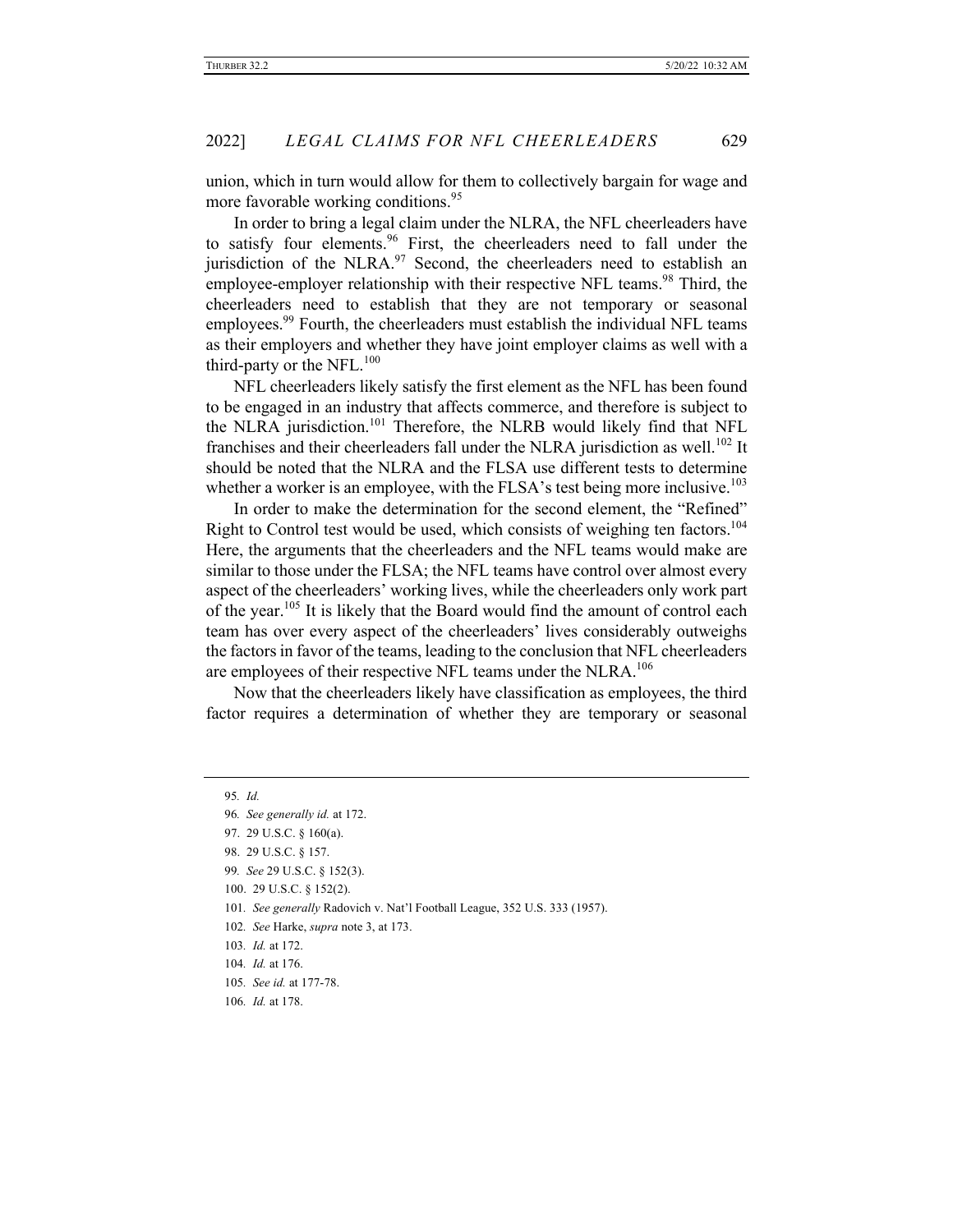union, which in turn would allow for them to collectively bargain for wage and more favorable working conditions.[95]

In order to bring a legal claim under the NLRA, the NFL cheerleaders have to satisfy four elements.[96] First, the cheerleaders need to fall under the jurisdiction of the NLRA.[97] Second, the cheerleaders need to establish an employee-employer relationship with their respective NFL teams.[98] Third, the cheerleaders need to establish that they are not temporary or seasonal employees.[99] Fourth, the cheerleaders must establish the individual NFL teams as their employers and whether they have joint employer claims as well with a third-party or the NFL.[100]

NFL cheerleaders likely satisfy the first element as the NFL has been found to be engaged in an industry that affects commerce, and therefore is subject to the NLRA jurisdiction.[101] Therefore, the NLRB would likely find that NFL franchises and their cheerleaders fall under the NLRA jurisdiction as well.[102] It should be noted that the NLRA and the FLSA use different tests to determine whether a worker is an employee, with the FLSA's test being more inclusive.[103]

In order to make the determination for the second element, the "Refined" Right to Control test would be used, which consists of weighing ten factors.[104] Here, the arguments that the cheerleaders and the NFL teams would make are similar to those under the FLSA; the NFL teams have control over almost every aspect of the cheerleaders' working lives, while the cheerleaders only work part of the year.[105] It is likely that the Board would find the amount of control each team has over every aspect of the cheerleaders' lives considerably outweighs the factors in favor of the teams, leading to the conclusion that NFL cheerleaders are employees of their respective NFL teams under the NLRA.[106]

Now that the cheerleaders likely have classification as employees, the third factor requires a determination of whether they are temporary or seasonal

---

95. *Id.*

96. *See generally id.* at 172.

97. 29 U.S.C. § 160(a).

98. 29 U.S.C. § 157.

99. *See* 29 U.S.C. § 152(3).

100. 29 U.S.C. § 152(2).

101. *See generally* Radovich v. Nat'l Football League, 352 U.S. 333 (1957).

102. *See* Harke, *supra* note 3, at 173.

103. *Id.* at 172.

104. *Id.* at 176.

105. *See id.* at 177-78.

106. *Id.* at 178.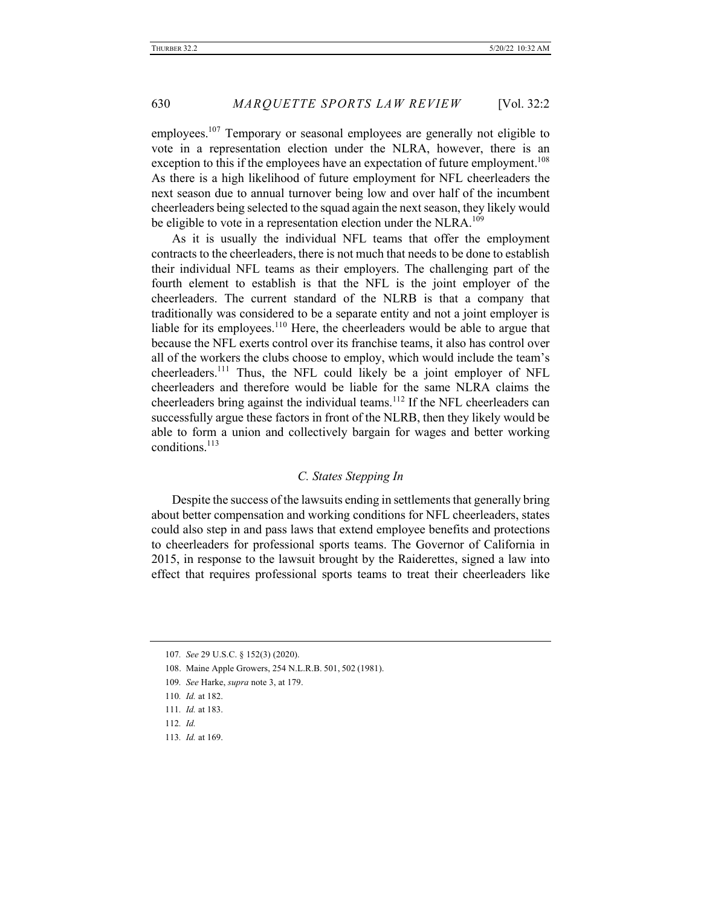employees.[107] Temporary or seasonal employees are generally not eligible to vote in a representation election under the NLRA, however, there is an exception to this if the employees have an expectation of future employment.[108] As there is a high likelihood of future employment for NFL cheerleaders the next season due to annual turnover being low and over half of the incumbent cheerleaders being selected to the squad again the next season, they likely would be eligible to vote in a representation election under the NLRA.[109]

As it is usually the individual NFL teams that offer the employment contracts to the cheerleaders, there is not much that needs to be done to establish their individual NFL teams as their employers. The challenging part of the fourth element to establish is that the NFL is the joint employer of the cheerleaders. The current standard of the NLRB is that a company that traditionally was considered to be a separate entity and not a joint employer is liable for its employees.[110] Here, the cheerleaders would be able to argue that because the NFL exerts control over its franchise teams, it also has control over all of the workers the clubs choose to employ, which would include the team's cheerleaders.[111] Thus, the NFL could likely be a joint employer of NFL cheerleaders and therefore would be liable for the same NLRA claims the cheerleaders bring against the individual teams.[112] If the NFL cheerleaders can successfully argue these factors in front of the NLRB, then they likely would be able to form a union and collectively bargain for wages and better working conditions.[113]

### *C. States Stepping In*

Despite the success of the lawsuits ending in settlements that generally bring about better compensation and working conditions for NFL cheerleaders, states could also step in and pass laws that extend employee benefits and protections to cheerleaders for professional sports teams. The Governor of California in 2015, in response to the lawsuit brought by the Raiderettes, signed a law into effect that requires professional sports teams to treat their cheerleaders like

---

107. *See* 29 U.S.C. § 152(3) (2020).

108. Maine Apple Growers, 254 N.L.R.B. 501, 502 (1981).

109. *See* Harke, *supra* note 3, at 179.

110. *Id.* at 182.

111. *Id.* at 183.

112. *Id.*

113. *Id.* at 169.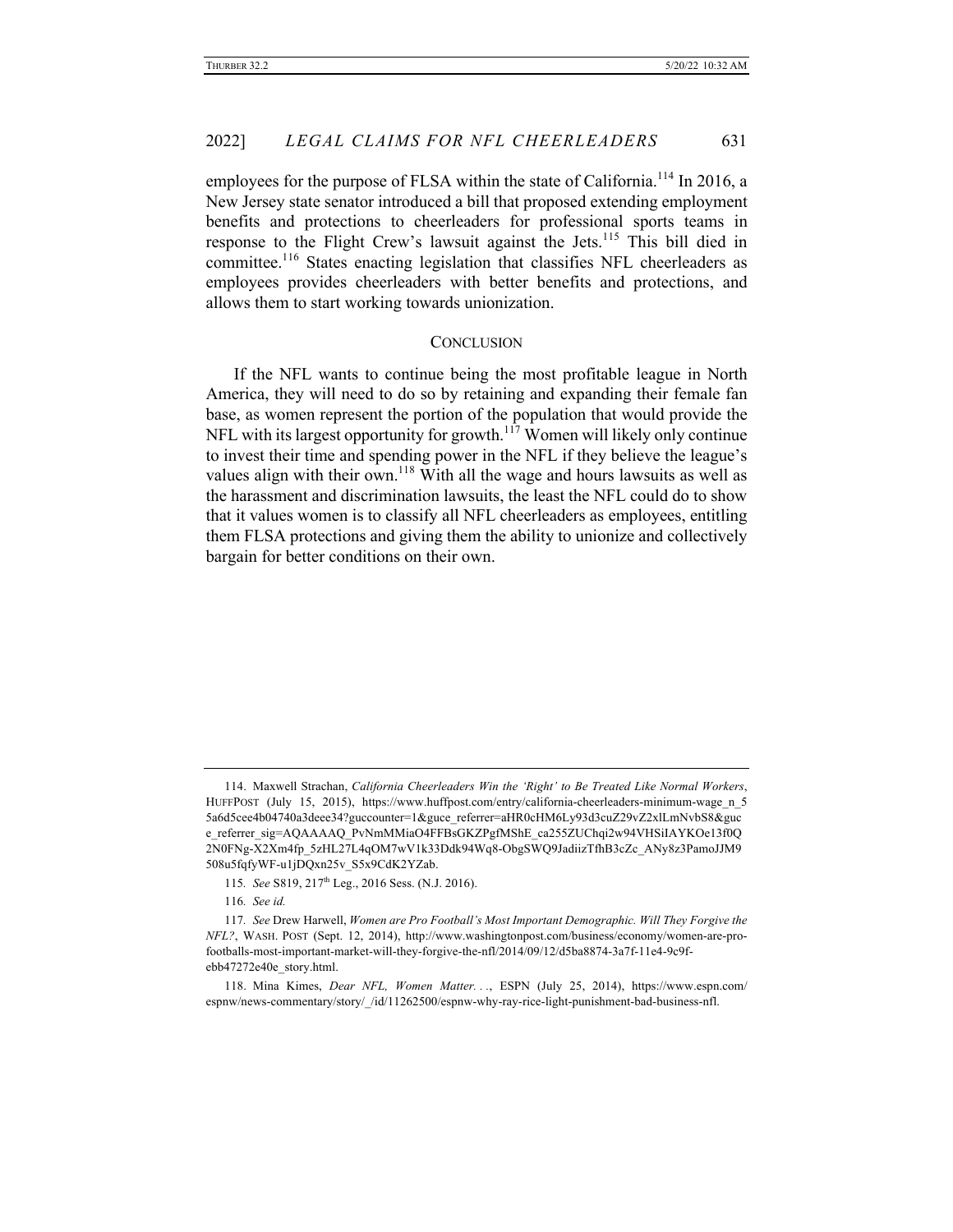employees for the purpose of FLSA within the state of California.[114] In 2016, a New Jersey state senator introduced a bill that proposed extending employment benefits and protections to cheerleaders for professional sports teams in response to the Flight Crew's lawsuit against the Jets.[115] This bill died in committee.[116] States enacting legislation that classifies NFL cheerleaders as employees provides cheerleaders with better benefits and protections, and allows them to start working towards unionization.

## CONCLUSION

If the NFL wants to continue being the most profitable league in North America, they will need to do so by retaining and expanding their female fan base, as women represent the portion of the population that would provide the NFL with its largest opportunity for growth.[117] Women will likely only continue to invest their time and spending power in the NFL if they believe the league's values align with their own.[118] With all the wage and hours lawsuits as well as the harassment and discrimination lawsuits, the least the NFL could do to show that it values women is to classify all NFL cheerleaders as employees, entitling them FLSA protections and giving them the ability to unionize and collectively bargain for better conditions on their own.

---

114. Maxwell Strachan, *California Cheerleaders Win the 'Right' to Be Treated Like Normal Workers*, HUFFPOST (July 15, 2015), https://www.huffpost.com/entry/california-cheerleaders-minimum-wage_n_55a6d5cee4b04740a3deee34?guccounter=1&guce_referrer=aHR0cHM6Ly93d3cuZ29vZ2xlLmNvbS8&guce_referrer_sig=AQAAAAQ_PvNmMMiaO4FFBsGKZPgfMShE_ca255ZUChqi2w94VHSiIAYKOe13f0Q2N0FNg-X2Xm4fp_5zHL27L4qOM7wV1k33Ddk94Wq8-ObgSWQ9JadiizTfhB3cZc_ANy8z3PamoJJM9508u5fqfyWF-u1jDQxn25v_S5x9CdK2YZab.

115. *See* S819, 217th Leg., 2016 Sess. (N.J. 2016).

116. *See id.*

117. *See* Drew Harwell, *Women are Pro Football's Most Important Demographic. Will They Forgive the NFL?*, WASH. POST (Sept. 12, 2014), http://www.washingtonpost.com/business/economy/women-are-pro-footballs-most-important-market-will-they-forgive-the-nfl/2014/09/12/d5ba8874-3a7f-11e4-9c9f-ebb47272e40e_story.html.

118. Mina Kimes, *Dear NFL, Women Matter. . .*, ESPN (July 25, 2014), https://www.espn.com/espnw/news-commentary/story/_/id/11262500/espnw-why-ray-rice-light-punishment-bad-business-nfl.